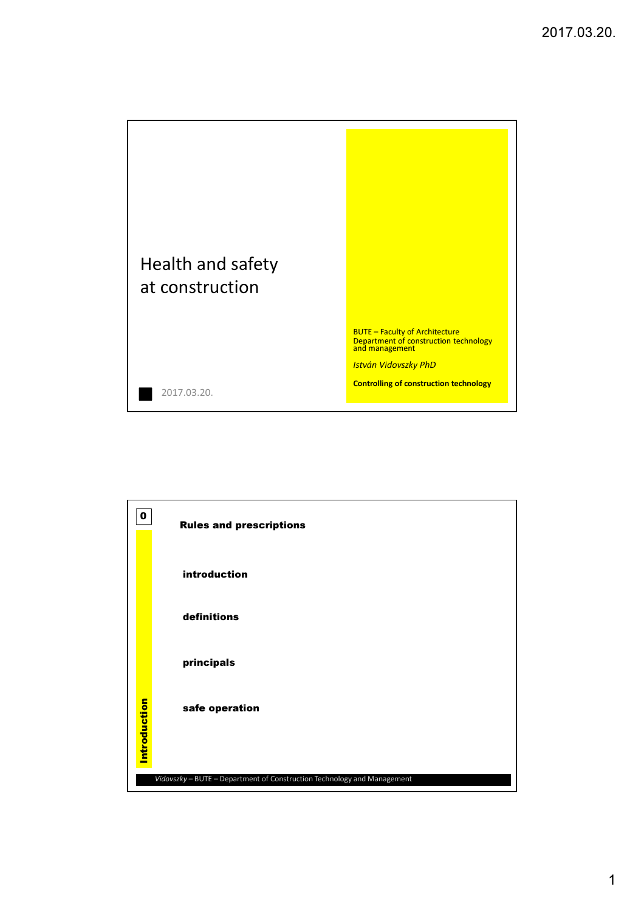# Health and safety at construction

BUTE – Faculty of Architecture
Department of construction technology and management

*István Vidovszky PhD*

**Controlling of construction technology**

2017.03.20.

---

**0**

**Introduction**

## Rules and prescriptions

**introduction**

**definitions**

**principals**

**safe operation**

*Vidovszky* – BUTE – Department of Construction Technology and Management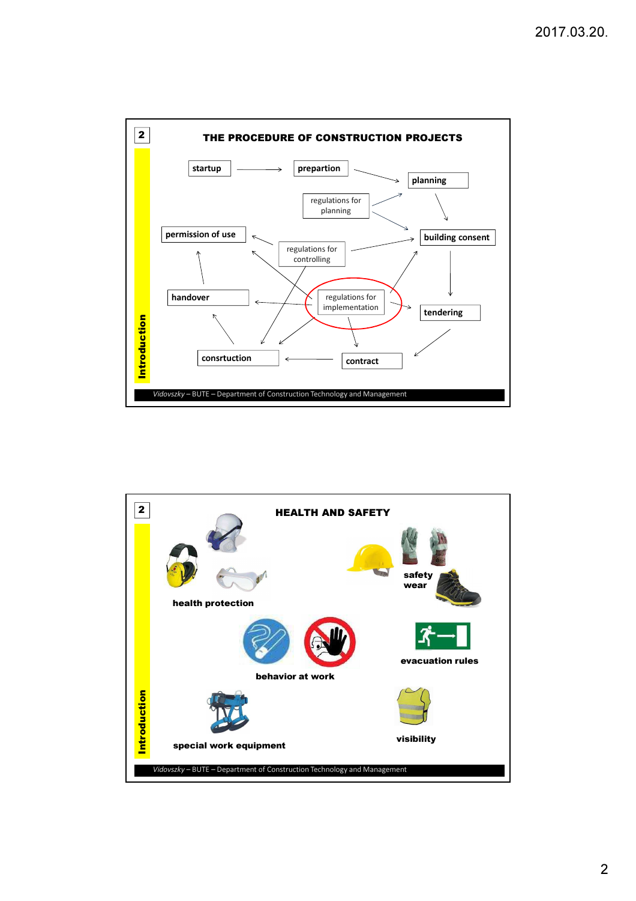## THE PROCEDURE OF CONSTRUCTION PROJECTS

startup → prepartion → planning → building consent → tendering → contract → consrtuction → handover → permission of use

regulations for planning

regulations for controlling

regulations for implementation

## HEALTH AND SAFETY

health protection

safety wear

behavior at work

evacuation rules

special work equipment

visibility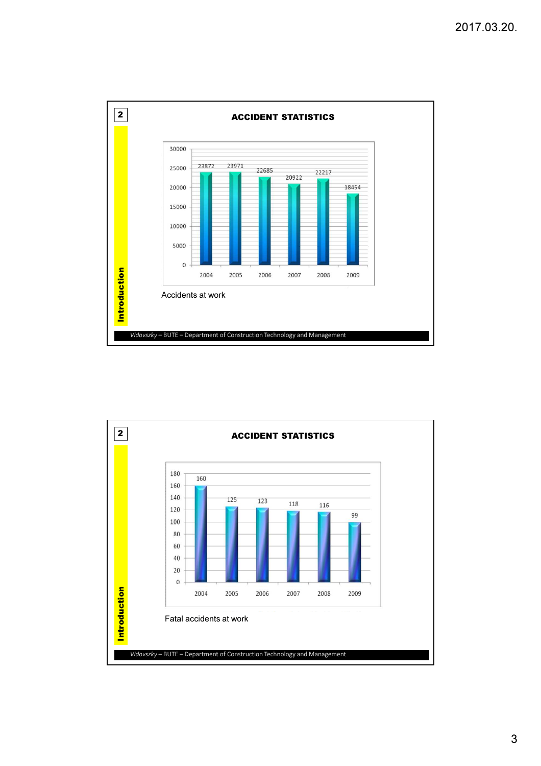## 2 ACCIDENT STATISTICS

*Introduction*

| Year | Accidents |
|---|---|
| 2004 | 23872 |
| 2005 | 23971 |
| 2006 | 22685 |
| 2007 | 20922 |
| 2008 | 22217 |
| 2009 | 18454 |

Accidents at work

*Vidovszky* – BUTE – Department of Construction Technology and Management

## 2 ACCIDENT STATISTICS

*Introduction*

| Year | Fatal accidents |
|---|---|
| 2004 | 160 |
| 2005 | 125 |
| 2006 | 123 |
| 2007 | 118 |
| 2008 | 116 |
| 2009 | 99 |

Fatal accidents at work

*Vidovszky* – BUTE – Department of Construction Technology and Management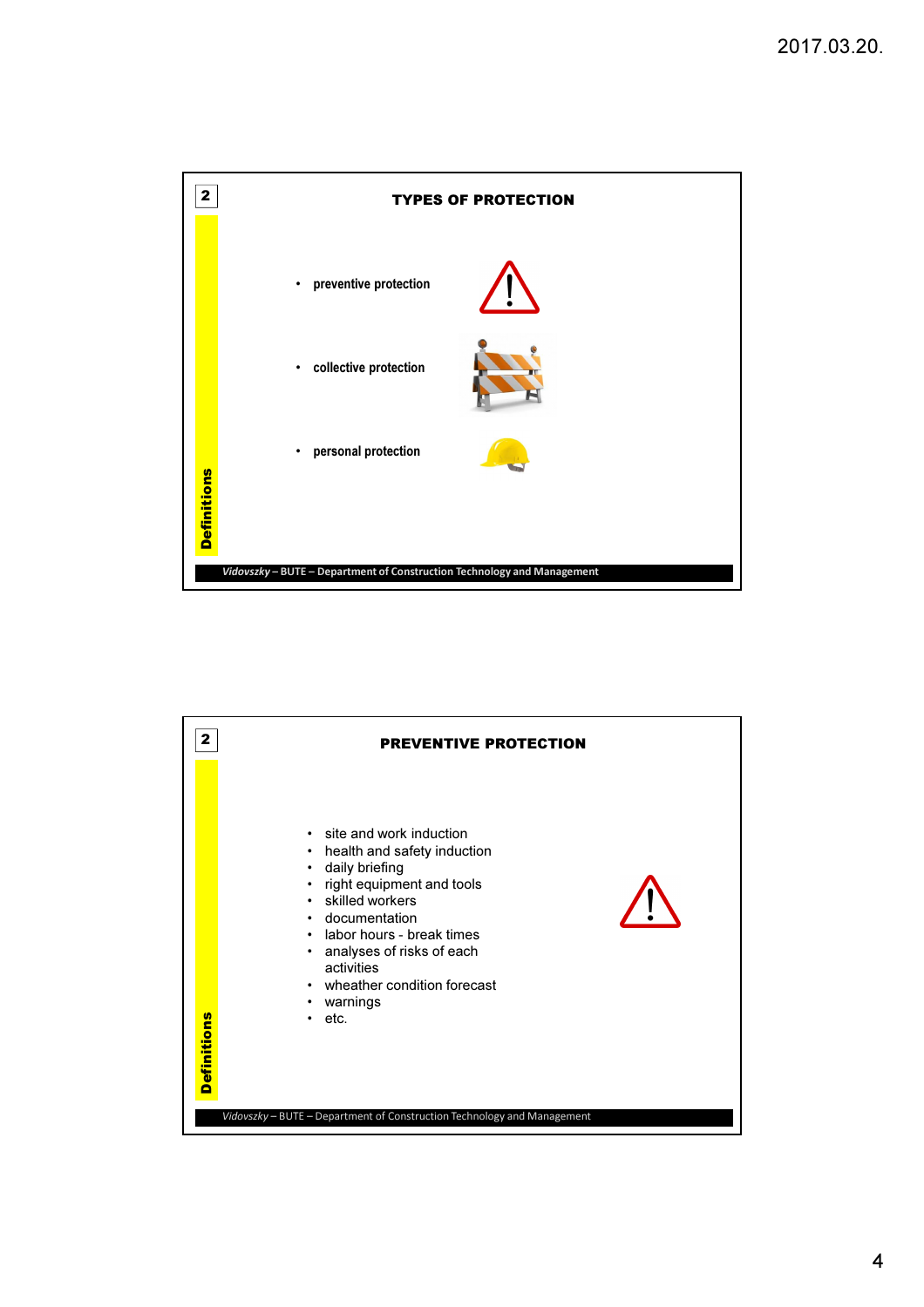## TYPES OF PROTECTION

- preventive protection
- collective protection
- personal protection

*Definitions*

*Vidovszky* – BUTE – Department of Construction Technology and Management

## PREVENTIVE PROTECTION

- site and work induction
- health and safety induction
- daily briefing
- right equipment and tools
- skilled workers
- documentation
- labor hours - break times
- analyses of risks of each activities
- wheather condition forecast
- warnings
- etc.

*Definitions*

*Vidovszky* – BUTE – Department of Construction Technology and Management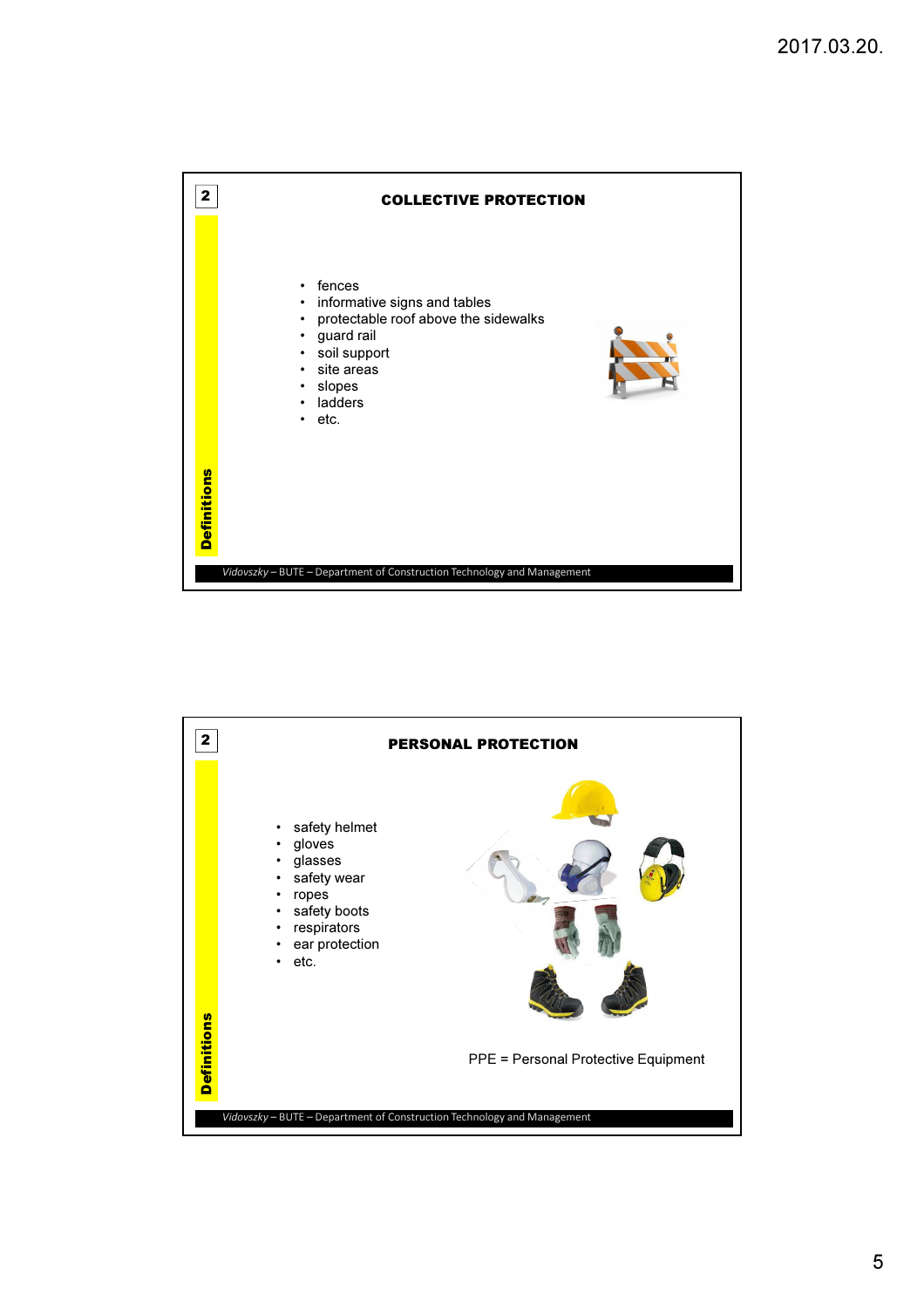## COLLECTIVE PROTECTION

- fences
- informative signs and tables
- protectable roof above the sidewalks
- guard rail
- soil support
- site areas
- slopes
- ladders
- etc.

## PERSONAL PROTECTION

- safety helmet
- gloves
- glasses
- safety wear
- ropes
- safety boots
- respirators
- ear protection
- etc.

PPE = Personal Protective Equipment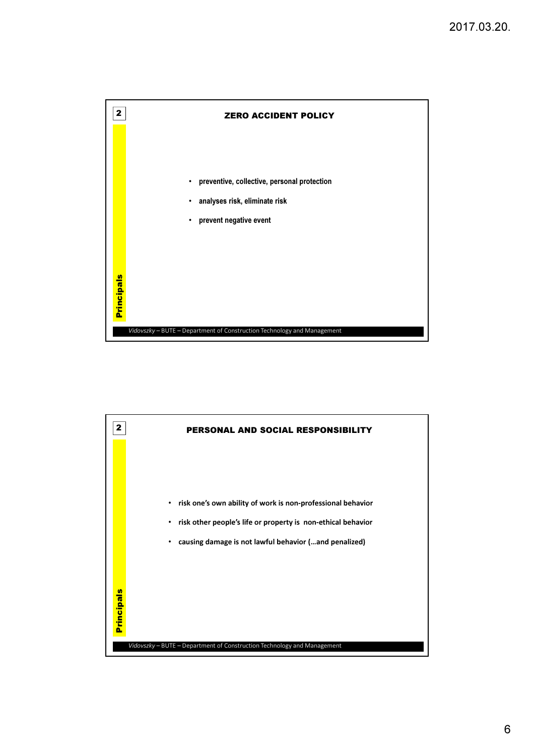## ZERO ACCIDENT POLICY

- preventive, collective, personal protection
- analyses risk, eliminate risk
- prevent negative event

Principals

## PERSONAL AND SOCIAL RESPONSIBILITY

- risk one's own ability of work is non-professional behavior
- risk other people's life or property is non-ethical behavior
- causing damage is not lawful behavior (…and penalized)

Principals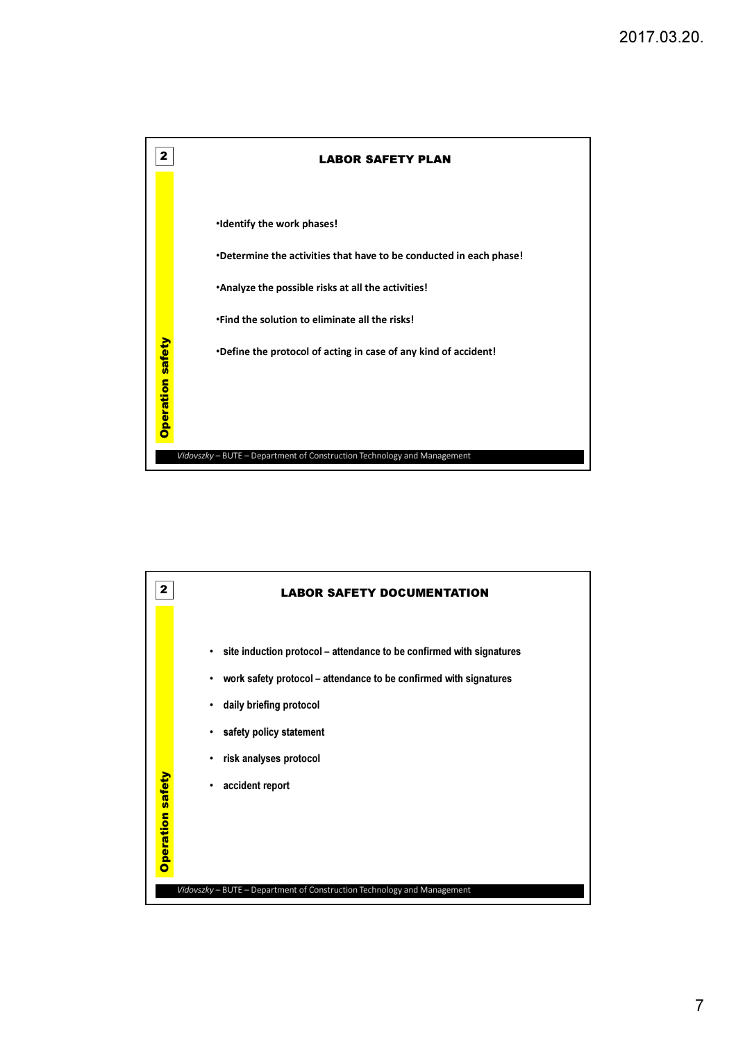## LABOR SAFETY PLAN

- **Identify the work phases!**
- **Determine the activities that have to be conducted in each phase!**
- **Analyze the possible risks at all the activities!**
- **Find the solution to eliminate all the risks!**
- **Define the protocol of acting in case of any kind of accident!**

## LABOR SAFETY DOCUMENTATION

- **site induction protocol – attendance to be confirmed with signatures**
- **work safety protocol – attendance to be confirmed with signatures**
- **daily briefing protocol**
- **safety policy statement**
- **risk analyses protocol**
- **accident report**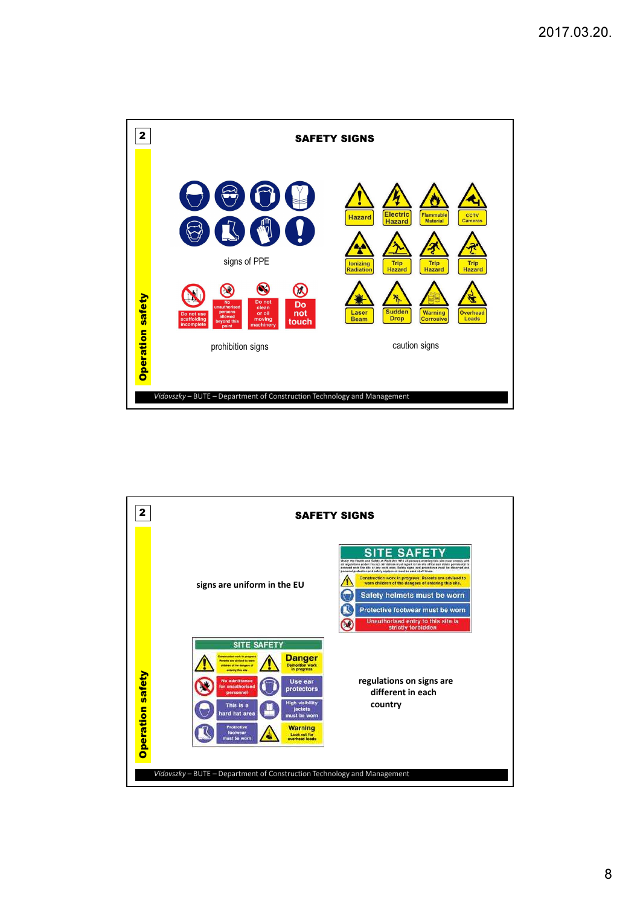## SAFETY SIGNS

Operation safety

signs of PPE

prohibition signs

caution signs

*Vidovszky* – BUTE – Department of Construction Technology and Management

## SAFETY SIGNS

Operation safety

signs are uniform in the EU

regulations on signs are different in each country

*Vidovszky* – BUTE – Department of Construction Technology and Management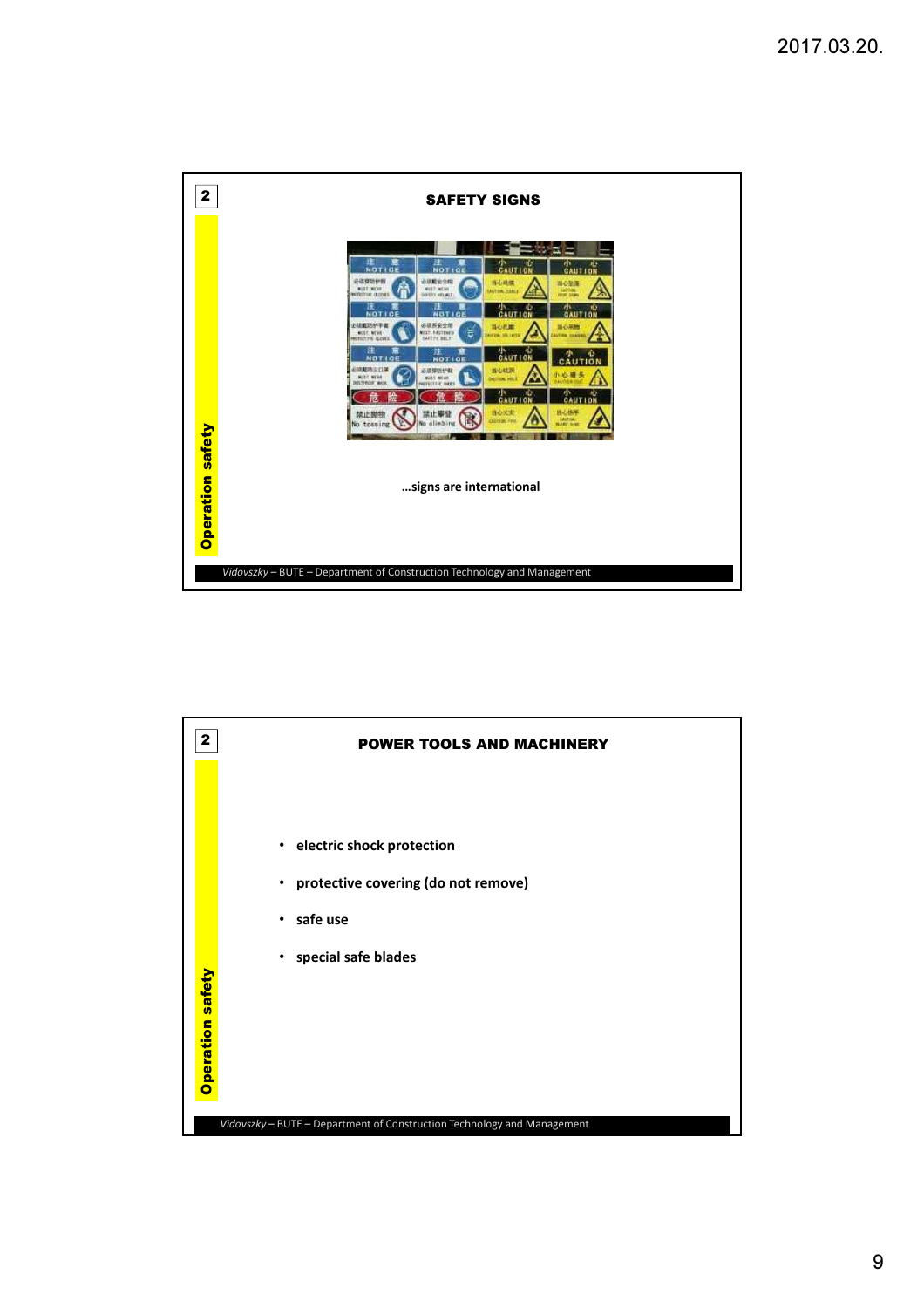## SAFETY SIGNS

…signs are international

## POWER TOOLS AND MACHINERY

- electric shock protection
- protective covering (do not remove)
- safe use
- special safe blades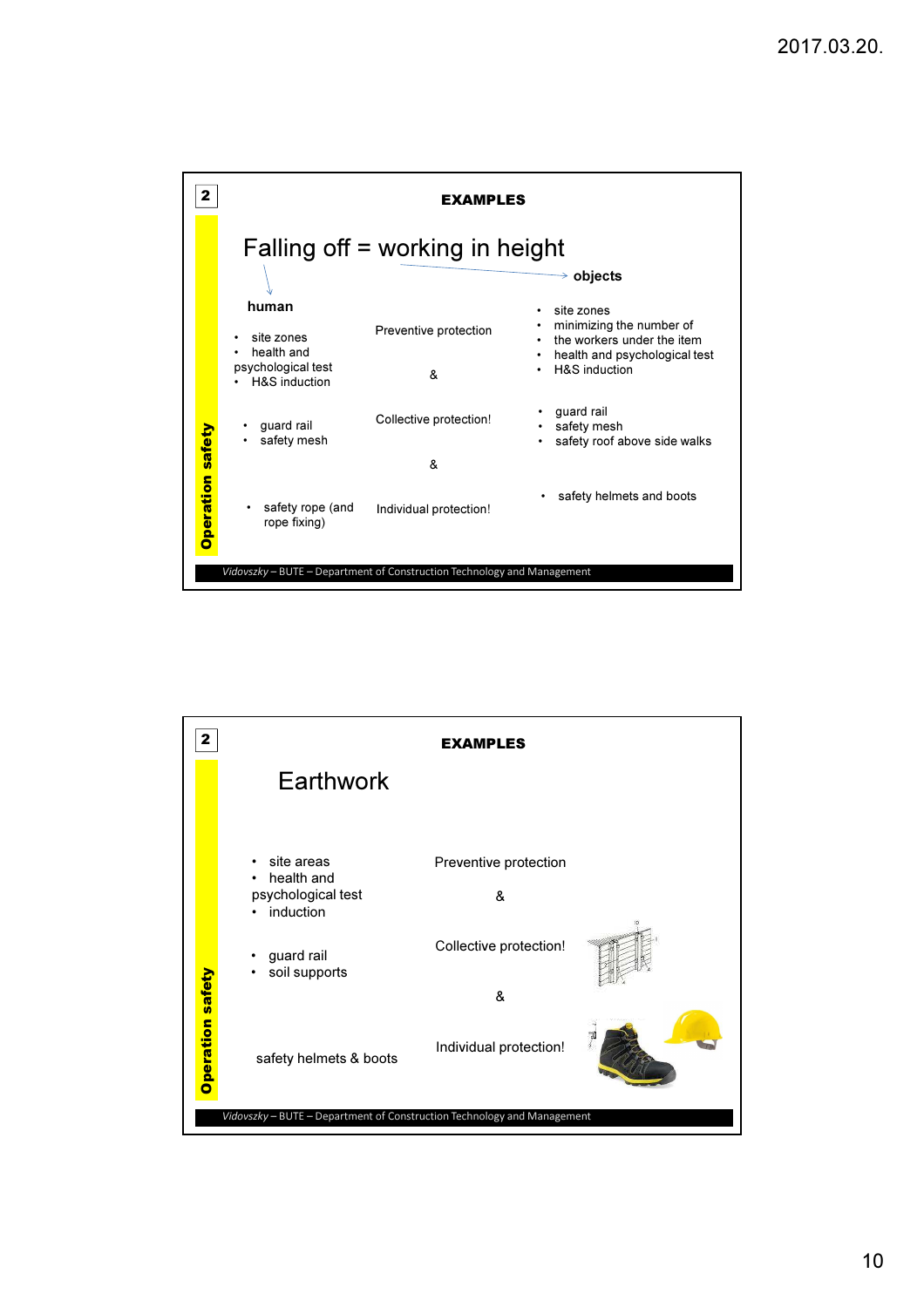## EXAMPLES

### Falling off = working in height

| human | | objects |
|---|---|---|
| • site zones<br>• health and psychological test<br>• H&S induction | Preventive protection<br><br>& | • site zones<br>• minimizing the number of<br>• the workers under the item<br>• health and psychological test<br>• H&S induction |
| • guard rail<br>• safety mesh | Collective protection!<br><br>& | • guard rail<br>• safety mesh<br>• safety roof above side walks |
| • safety rope (and rope fixing) | Individual protection! | • safety helmets and boots |

Operation safety

## EXAMPLES

### Earthwork

| | |
|---|---|
| • site areas<br>• health and psychological test<br>• induction | Preventive protection<br><br>& |
| • guard rail<br>• soil supports | Collective protection!<br><br>& |
| safety helmets & boots | Individual protection! |

Operation safety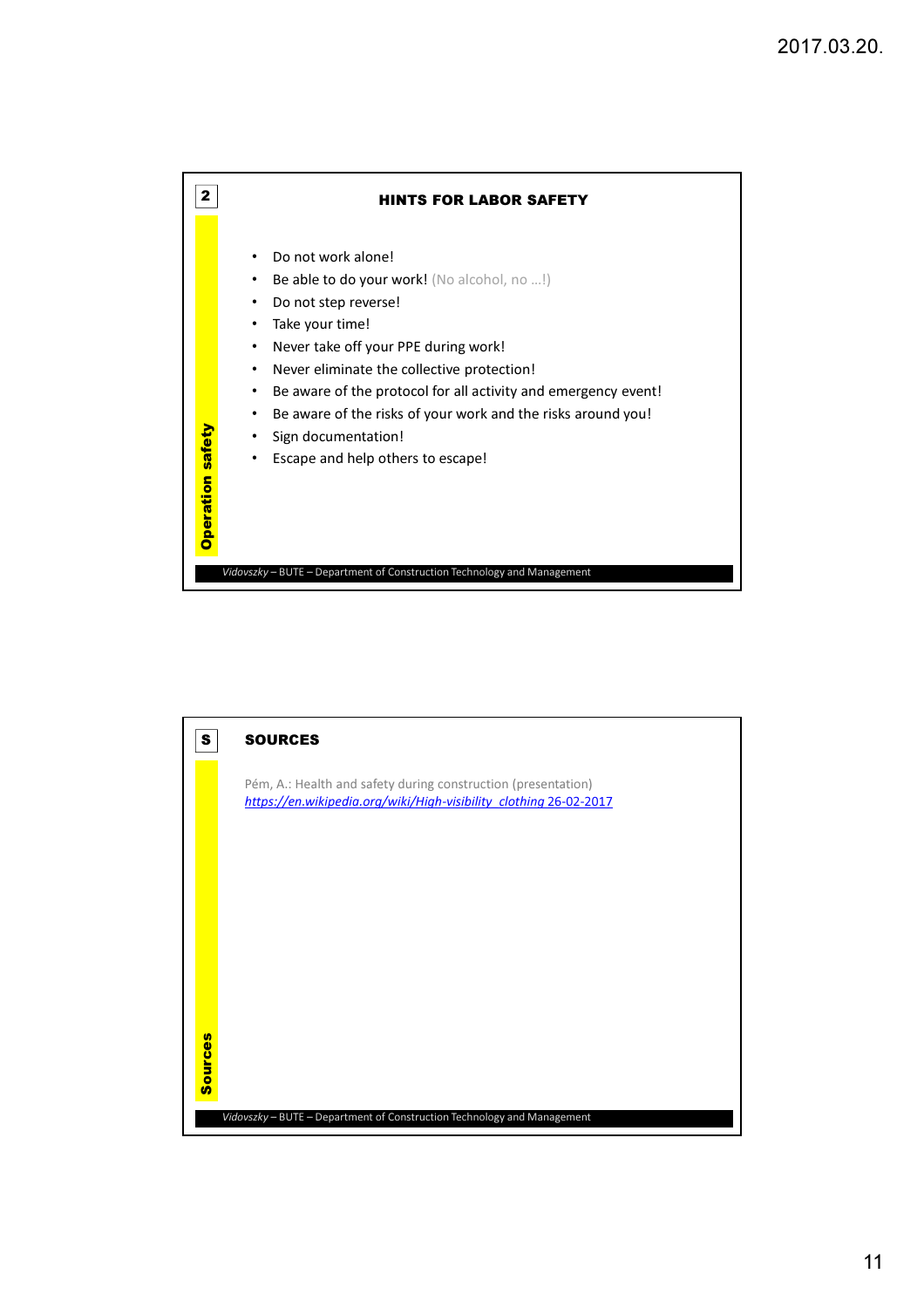## HINTS FOR LABOR SAFETY

Operation safety

- Do not work alone!
- Be able to do your work! (No alcohol, no …!)
- Do not step reverse!
- Take your time!
- Never take off your PPE during work!
- Never eliminate the collective protection!
- Be aware of the protocol for all activity and emergency event!
- Be aware of the risks of your work and the risks around you!
- Sign documentation!
- Escape and help others to escape!

*Vidovszky* – BUTE – Department of Construction Technology and Management

## SOURCES

Pém, A.: Health and safety during construction (presentation)

https://en.wikipedia.org/wiki/High-visibility_clothing 26-02-2017

*Vidovszky* – BUTE – Department of Construction Technology and Management